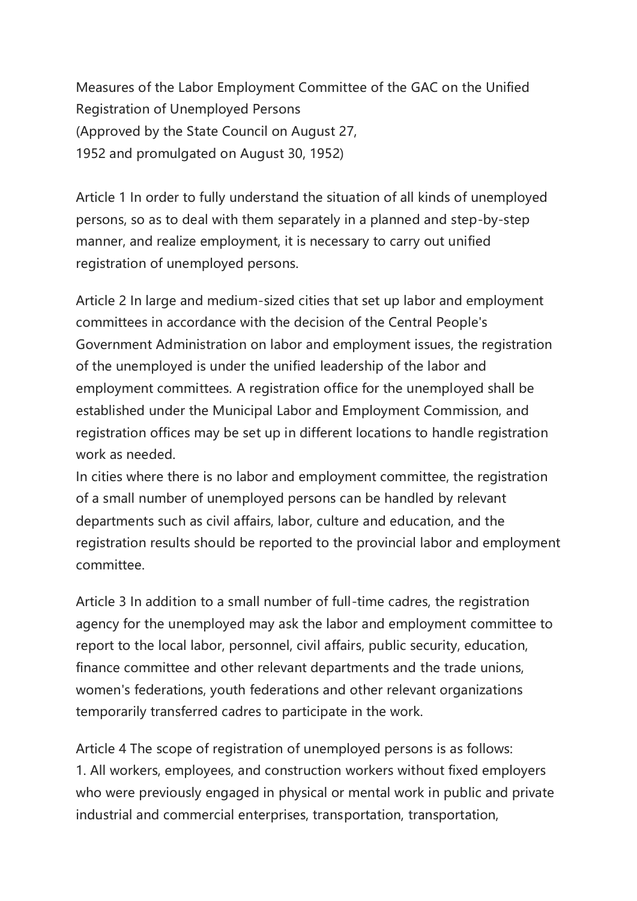Measures of the Labor Employment Committee of the GAC on the Unified Registration of Unemployed Persons
(Approved by the State Council on August 27, 1952 and promulgated on August 30, 1952)

Article 1 In order to fully understand the situation of all kinds of unemployed persons, so as to deal with them separately in a planned and step-by-step manner, and realize employment, it is necessary to carry out unified registration of unemployed persons.

Article 2 In large and medium-sized cities that set up labor and employment committees in accordance with the decision of the Central People's Government Administration on labor and employment issues, the registration of the unemployed is under the unified leadership of the labor and employment committees. A registration office for the unemployed shall be established under the Municipal Labor and Employment Commission, and registration offices may be set up in different locations to handle registration work as needed.

In cities where there is no labor and employment committee, the registration of a small number of unemployed persons can be handled by relevant departments such as civil affairs, labor, culture and education, and the registration results should be reported to the provincial labor and employment committee.

Article 3 In addition to a small number of full-time cadres, the registration agency for the unemployed may ask the labor and employment committee to report to the local labor, personnel, civil affairs, public security, education, finance committee and other relevant departments and the trade unions, women's federations, youth federations and other relevant organizations temporarily transferred cadres to participate in the work.

Article 4 The scope of registration of unemployed persons is as follows:

1. All workers, employees, and construction workers without fixed employers who were previously engaged in physical or mental work in public and private industrial and commercial enterprises, transportation, transportation,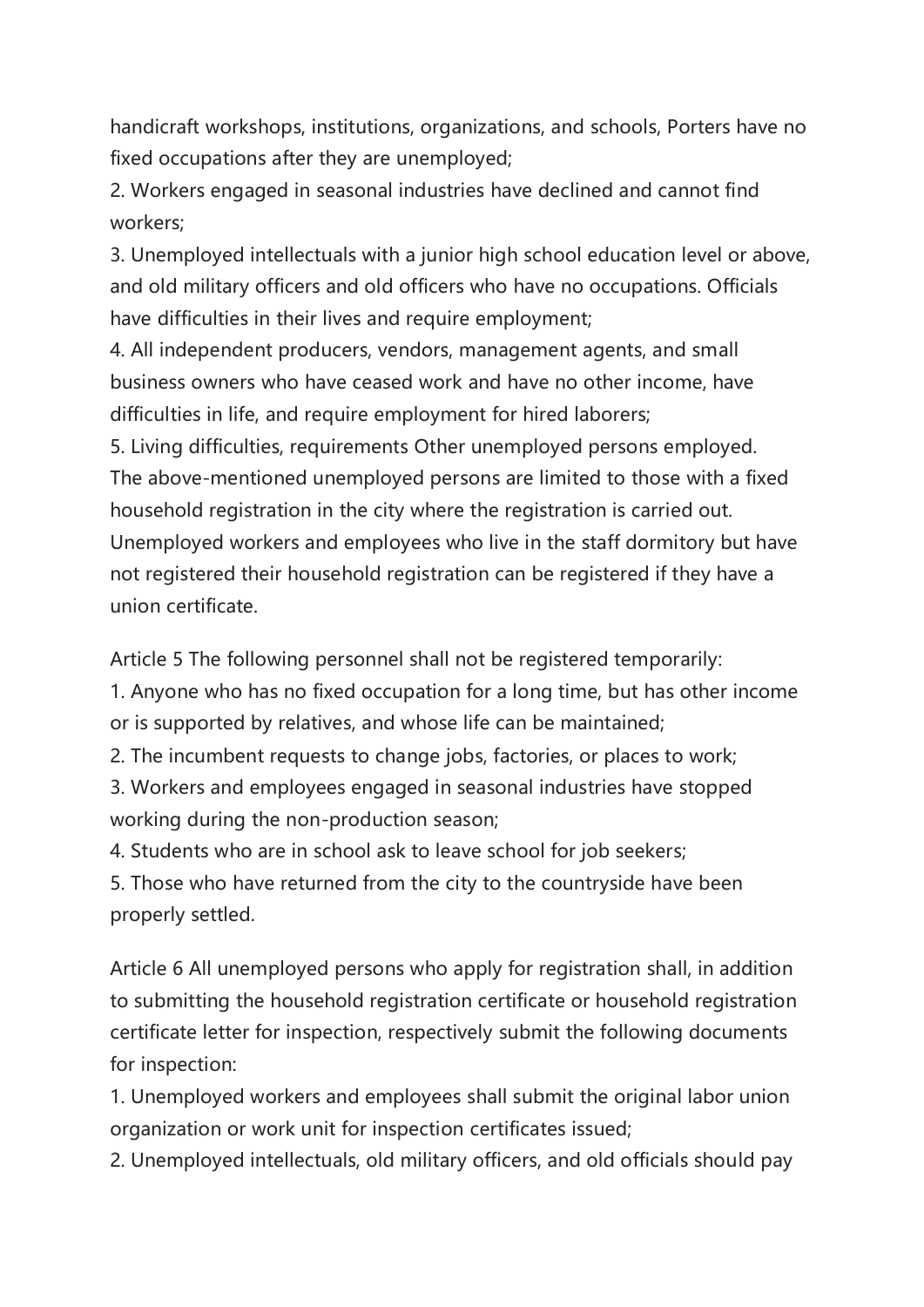handicraft workshops, institutions, organizations, and schools, Porters have no fixed occupations after they are unemployed;

2. Workers engaged in seasonal industries have declined and cannot find workers;

3. Unemployed intellectuals with a junior high school education level or above, and old military officers and old officers who have no occupations. Officials have difficulties in their lives and require employment;

4. All independent producers, vendors, management agents, and small business owners who have ceased work and have no other income, have difficulties in life, and require employment for hired laborers;

5. Living difficulties, requirements Other unemployed persons employed.

The above-mentioned unemployed persons are limited to those with a fixed household registration in the city where the registration is carried out. Unemployed workers and employees who live in the staff dormitory but have not registered their household registration can be registered if they have a union certificate.

Article 5 The following personnel shall not be registered temporarily:

1. Anyone who has no fixed occupation for a long time, but has other income or is supported by relatives, and whose life can be maintained;

2. The incumbent requests to change jobs, factories, or places to work;

3. Workers and employees engaged in seasonal industries have stopped working during the non-production season;

4. Students who are in school ask to leave school for job seekers;

5. Those who have returned from the city to the countryside have been properly settled.

Article 6 All unemployed persons who apply for registration shall, in addition to submitting the household registration certificate or household registration certificate letter for inspection, respectively submit the following documents for inspection:

1. Unemployed workers and employees shall submit the original labor union organization or work unit for inspection certificates issued;

2. Unemployed intellectuals, old military officers, and old officials should pay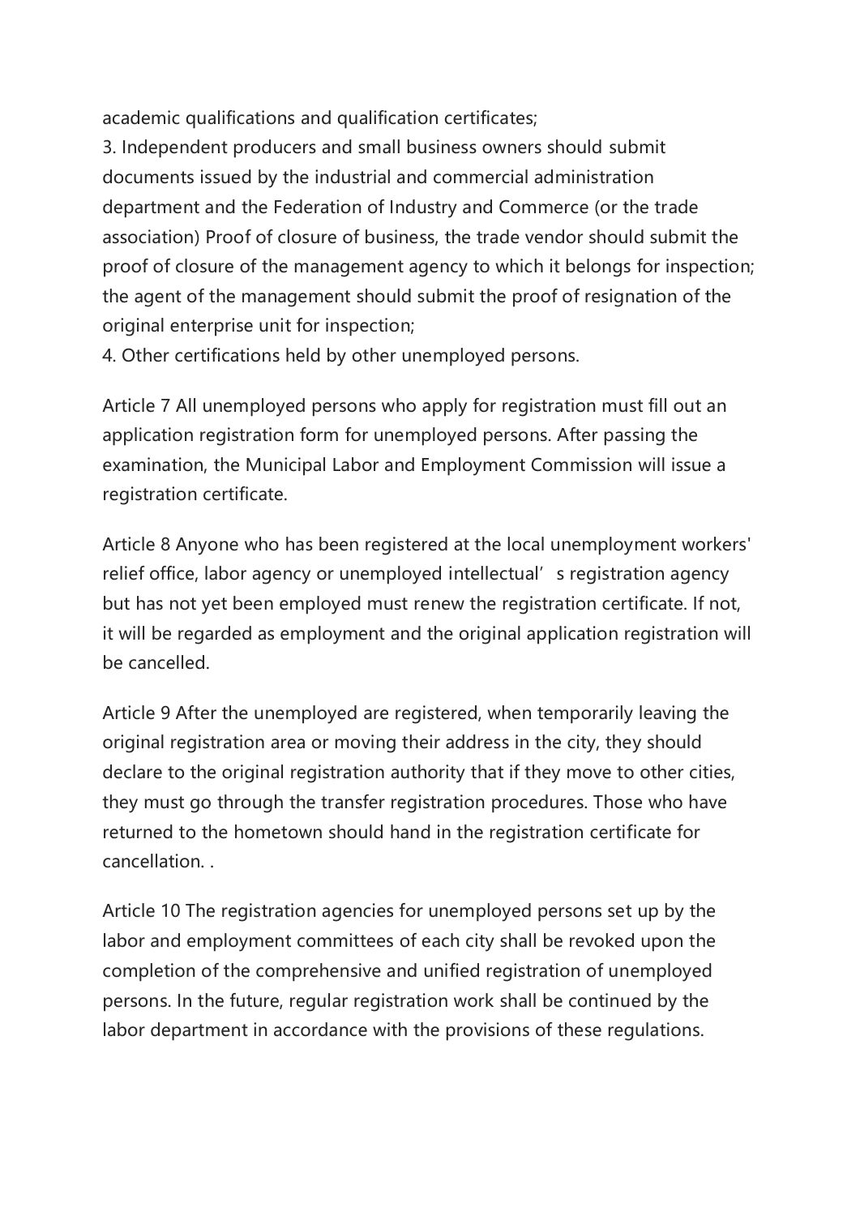academic qualifications and qualification certificates;

3. Independent producers and small business owners should submit documents issued by the industrial and commercial administration department and the Federation of Industry and Commerce (or the trade association) Proof of closure of business, the trade vendor should submit the proof of closure of the management agency to which it belongs for inspection; the agent of the management should submit the proof of resignation of the original enterprise unit for inspection;
4. Other certifications held by other unemployed persons.

Article 7 All unemployed persons who apply for registration must fill out an application registration form for unemployed persons. After passing the examination, the Municipal Labor and Employment Commission will issue a registration certificate.

Article 8 Anyone who has been registered at the local unemployment workers' relief office, labor agency or unemployed intellectual’ s registration agency but has not yet been employed must renew the registration certificate. If not, it will be regarded as employment and the original application registration will be cancelled.

Article 9 After the unemployed are registered, when temporarily leaving the original registration area or moving their address in the city, they should declare to the original registration authority that if they move to other cities, they must go through the transfer registration procedures. Those who have returned to the hometown should hand in the registration certificate for cancellation. .

Article 10 The registration agencies for unemployed persons set up by the labor and employment committees of each city shall be revoked upon the completion of the comprehensive and unified registration of unemployed persons. In the future, regular registration work shall be continued by the labor department in accordance with the provisions of these regulations.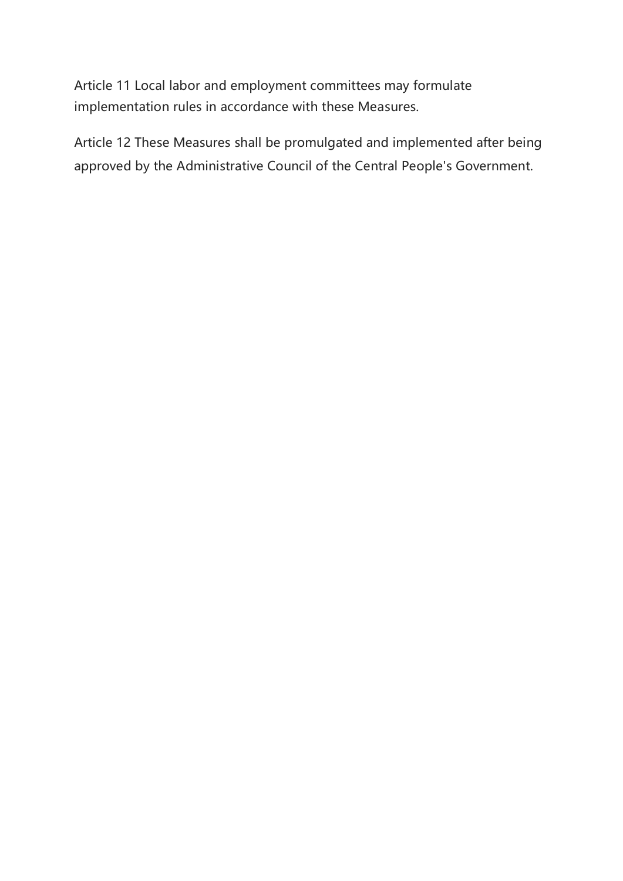Article 11 Local labor and employment committees may formulate implementation rules in accordance with these Measures.

Article 12 These Measures shall be promulgated and implemented after being approved by the Administrative Council of the Central People's Government.